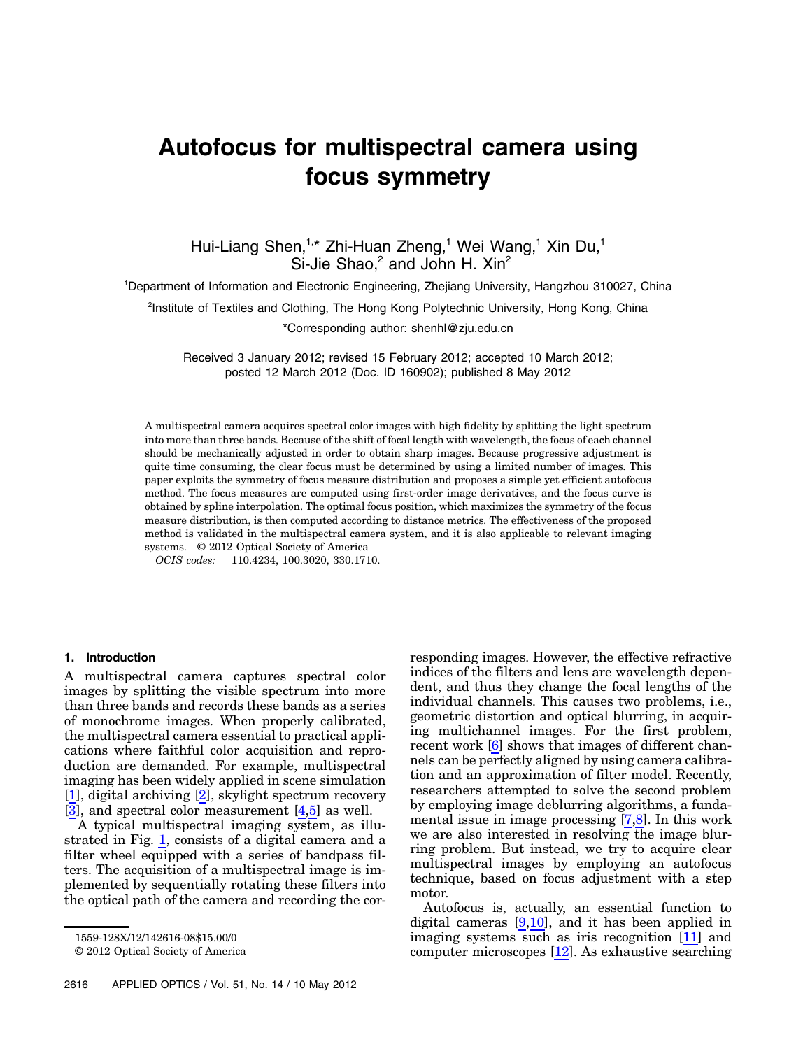# Autofocus for multispectral camera using focus symmetry

Hui-Liang Shen,[1,*] Zhi-Huan Zheng,[1] Wei Wang,[1] Xin Du,[1] Si-Jie Shao,[2] and John H. Xin[2]

[1]Department of Information and Electronic Engineering, Zhejiang University, Hangzhou 310027, China

[2]Institute of Textiles and Clothing, The Hong Kong Polytechnic University, Hong Kong, China

*Corresponding author: shenhl@zju.edu.cn

Received 3 January 2012; revised 15 February 2012; accepted 10 March 2012; posted 12 March 2012 (Doc. ID 160902); published 8 May 2012

A multispectral camera acquires spectral color images with high fidelity by splitting the light spectrum into more than three bands. Because of the shift of focal length with wavelength, the focus of each channel should be mechanically adjusted in order to obtain sharp images. Because progressive adjustment is quite time consuming, the clear focus must be determined by using a limited number of images. This paper exploits the symmetry of focus measure distribution and proposes a simple yet efficient autofocus method. The focus measures are computed using first-order image derivatives, and the focus curve is obtained by spline interpolation. The optimal focus position, which maximizes the symmetry of the focus measure distribution, is then computed according to distance metrics. The effectiveness of the proposed method is validated in the multispectral camera system, and it is also applicable to relevant imaging systems. © 2012 Optical Society of America

*OCIS codes:* 110.4234, 100.3020, 330.1710.

## 1. Introduction

A multispectral camera captures spectral color images by splitting the visible spectrum into more than three bands and records these bands as a series of monochrome images. When properly calibrated, the multispectral camera essential to practical applications where faithful color acquisition and reproduction are demanded. For example, multispectral imaging has been widely applied in scene simulation [1], digital archiving [2], skylight spectrum recovery [3], and spectral color measurement [4,5] as well.

A typical multispectral imaging system, as illustrated in Fig. 1, consists of a digital camera and a filter wheel equipped with a series of bandpass filters. The acquisition of a multispectral image is implemented by sequentially rotating these filters into the optical path of the camera and recording the corresponding images. However, the effective refractive indices of the filters and lens are wavelength dependent, and thus they change the focal lengths of the individual channels. This causes two problems, i.e., geometric distortion and optical blurring, in acquiring multichannel images. For the first problem, recent work [6] shows that images of different channels can be perfectly aligned by using camera calibration and an approximation of filter model. Recently, researchers attempted to solve the second problem by employing image deblurring algorithms, a fundamental issue in image processing [7,8]. In this work we are also interested in resolving the image blurring problem. But instead, we try to acquire clear multispectral images by employing an autofocus technique, based on focus adjustment with a step motor.

Autofocus is, actually, an essential function to digital cameras [9,10], and it has been applied in imaging systems such as iris recognition [11] and computer microscopes [12]. As exhaustive searching

1559-128X/12/142616-08$15.00/0
© 2012 Optical Society of America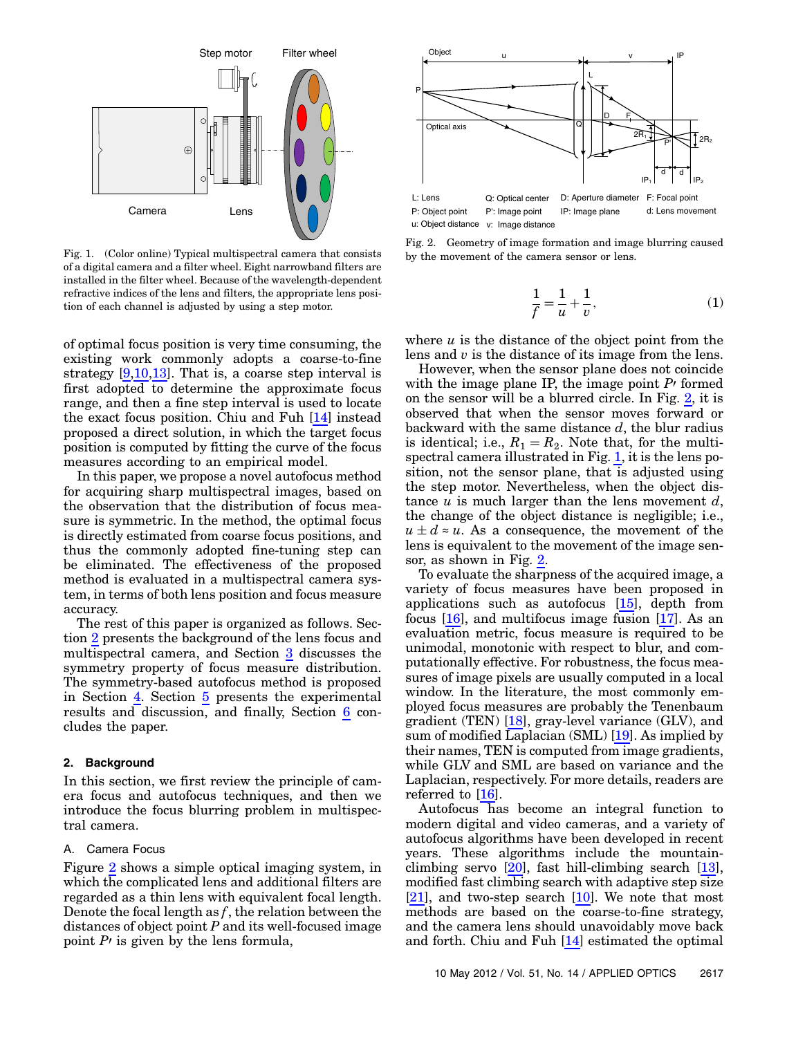Fig. 1. (Color online) Typical multispectral camera that consists of a digital camera and a filter wheel. Eight narrowband filters are installed in the filter wheel. Because of the wavelength-dependent refractive indices of the lens and filters, the appropriate lens position of each channel is adjusted by using a step motor.

of optimal focus position is very time consuming, the existing work commonly adopts a coarse-to-fine strategy [9,10,13]. That is, a coarse step interval is first adopted to determine the approximate focus range, and then a fine step interval is used to locate the exact focus position. Chiu and Fuh [14] instead proposed a direct solution, in which the target focus position is computed by fitting the curve of the focus measures according to an empirical model.

In this paper, we propose a novel autofocus method for acquiring sharp multispectral images, based on the observation that the distribution of focus measure is symmetric. In the method, the optimal focus is directly estimated from coarse focus positions, and thus the commonly adopted fine-tuning step can be eliminated. The effectiveness of the proposed method is evaluated in a multispectral camera system, in terms of both lens position and focus measure accuracy.

The rest of this paper is organized as follows. Section 2 presents the background of the lens focus and multispectral camera, and Section 3 discusses the symmetry property of focus measure distribution. The symmetry-based autofocus method is proposed in Section 4. Section 5 presents the experimental results and discussion, and finally, Section 6 concludes the paper.

## 2. Background

In this section, we first review the principle of camera focus and autofocus techniques, and then we introduce the focus blurring problem in multispectral camera.

### A. Camera Focus

Figure 2 shows a simple optical imaging system, in which the complicated lens and additional filters are regarded as a thin lens with equivalent focal length. Denote the focal length as $f$, the relation between the distances of object point $P$ and its well-focused image point $P'$ is given by the lens formula,

Fig. 2. Geometry of image formation and image blurring caused by the movement of the camera sensor or lens.

$$\frac{1}{f} = \frac{1}{u} + \frac{1}{v}, \tag{1}$$

where $u$ is the distance of the object point from the lens and $v$ is the distance of its image from the lens.

However, when the sensor plane does not coincide with the image plane IP, the image point $P'$ formed on the sensor will be a blurred circle. In Fig. 2, it is observed that when the sensor moves forward or backward with the same distance $d$, the blur radius is identical; i.e., $R_1 = R_2$. Note that, for the multispectral camera illustrated in Fig. 1, it is the lens position, not the sensor plane, that is adjusted using the step motor. Nevertheless, when the object distance $u$ is much larger than the lens movement $d$, the change of the object distance is negligible; i.e., $u \pm d \approx u$. As a consequence, the movement of the lens is equivalent to the movement of the image sensor, as shown in Fig. 2.

To evaluate the sharpness of the acquired image, a variety of focus measures have been proposed in applications such as autofocus [15], depth from focus [16], and multifocus image fusion [17]. As an evaluation metric, focus measure is required to be unimodal, monotonic with respect to blur, and computationally effective. For robustness, the focus measures of image pixels are usually computed in a local window. In the literature, the most commonly employed focus measures are probably the Tenenbaum gradient (TEN) [18], gray-level variance (GLV), and sum of modified Laplacian (SML) [19]. As implied by their names, TEN is computed from image gradients, while GLV and SML are based on variance and the Laplacian, respectively. For more details, readers are referred to [16].

Autofocus has become an integral function to modern digital and video cameras, and a variety of autofocus algorithms have been developed in recent years. These algorithms include the mountain-climbing servo [20], fast hill-climbing search [13], modified fast climbing search with adaptive step size [21], and two-step search [10]. We note that most methods are based on the coarse-to-fine strategy, and the camera lens should unavoidably move back and forth. Chiu and Fuh [14] estimated the optimal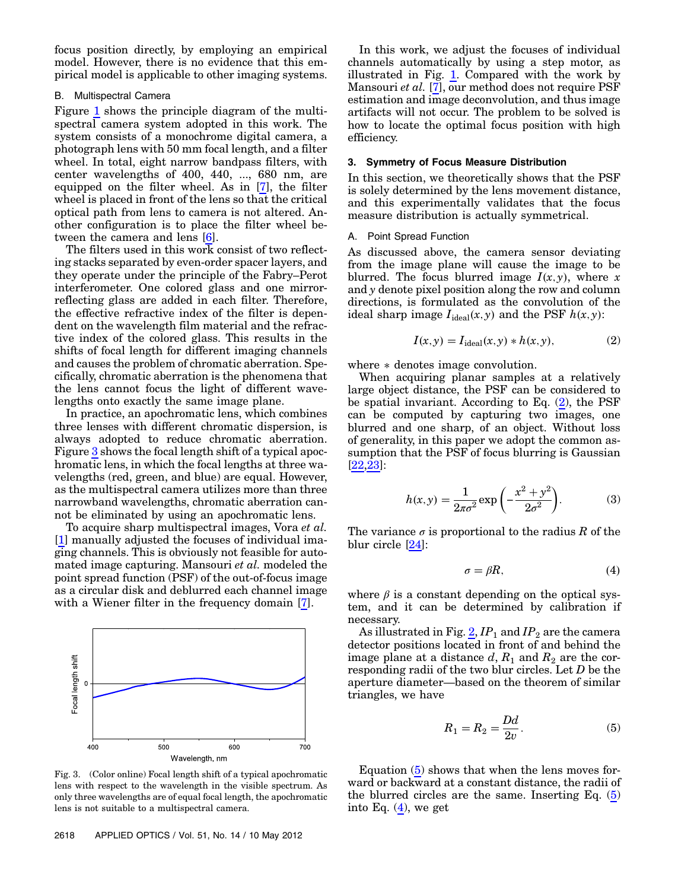focus position directly, by employing an empirical model. However, there is no evidence that this empirical model is applicable to other imaging systems.

### B. Multispectral Camera

Figure 1 shows the principle diagram of the multispectral camera system adopted in this work. The system consists of a monochrome digital camera, a photograph lens with 50 mm focal length, and a filter wheel. In total, eight narrow bandpass filters, with center wavelengths of 400, 440, ..., 680 nm, are equipped on the filter wheel. As in [7], the filter wheel is placed in front of the lens so that the critical optical path from lens to camera is not altered. Another configuration is to place the filter wheel between the camera and lens [6].

The filters used in this work consist of two reflecting stacks separated by even-order spacer layers, and they operate under the principle of the Fabry–Perot interferometer. One colored glass and one mirror-reflecting glass are added in each filter. Therefore, the effective refractive index of the filter is dependent on the wavelength film material and the refractive index of the colored glass. This results in the shifts of focal length for different imaging channels and causes the problem of chromatic aberration. Specifically, chromatic aberration is the phenomena that the lens cannot focus the light of different wavelengths onto exactly the same image plane.

In practice, an apochromatic lens, which combines three lenses with different chromatic dispersion, is always adopted to reduce chromatic aberration. Figure 3 shows the focal length shift of a typical apochromatic lens, in which the focal lengths at three wavelengths (red, green, and blue) are equal. However, as the multispectral camera utilizes more than three narrowband wavelengths, chromatic aberration cannot be eliminated by using an apochromatic lens.

To acquire sharp multispectral images, Vora *et al.* [1] manually adjusted the focuses of individual imaging channels. This is obviously not feasible for automated image capturing. Mansouri *et al.* modeled the point spread function (PSF) of the out-of-focus image as a circular disk and deblurred each channel image with a Wiener filter in the frequency domain [7].

Fig. 3. (Color online) Focal length shift of a typical apochromatic lens with respect to the wavelength in the visible spectrum. As only three wavelengths are of equal focal length, the apochromatic lens is not suitable to a multispectral camera.

In this work, we adjust the focuses of individual channels automatically by using a step motor, as illustrated in Fig. 1. Compared with the work by Mansouri *et al.* [7], our method does not require PSF estimation and image deconvolution, and thus image artifacts will not occur. The problem to be solved is how to locate the optimal focus position with high efficiency.

## 3. Symmetry of Focus Measure Distribution

In this section, we theoretically shows that the PSF is solely determined by the lens movement distance, and this experimentally validates that the focus measure distribution is actually symmetrical.

### A. Point Spread Function

As discussed above, the camera sensor deviating from the image plane will cause the image to be blurred. The focus blurred image $I(x, y)$, where $x$ and $y$ denote pixel position along the row and column directions, is formulated as the convolution of the ideal sharp image $I_{\text{ideal}}(x, y)$ and the PSF $h(x, y)$:

$$I(x, y) = I_{\text{ideal}}(x, y) * h(x, y), \tag{2}$$

where $*$ denotes image convolution.

When acquiring planar samples at a relatively large object distance, the PSF can be considered to be spatial invariant. According to Eq. (2), the PSF can be computed by capturing two images, one blurred and one sharp, of an object. Without loss of generality, in this paper we adopt the common assumption that the PSF of focus blurring is Gaussian [22,23]:

$$h(x, y) = \frac{1}{2\pi\sigma^2} \exp\left(-\frac{x^2 + y^2}{2\sigma^2}\right). \tag{3}$$

The variance $\sigma$ is proportional to the radius $R$ of the blur circle [24]:

$$\sigma = \beta R, \tag{4}$$

where $\beta$ is a constant depending on the optical system, and it can be determined by calibration if necessary.

As illustrated in Fig. 2, $IP_1$ and $IP_2$ are the camera detector positions located in front of and behind the image plane at a distance $d$, $R_1$ and $R_2$ are the corresponding radii of the two blur circles. Let $D$ be the aperture diameter—based on the theorem of similar triangles, we have

$$R_1 = R_2 = \frac{Dd}{2v}. \tag{5}$$

Equation (5) shows that when the lens moves forward or backward at a constant distance, the radii of the blurred circles are the same. Inserting Eq. (5) into Eq. (4), we get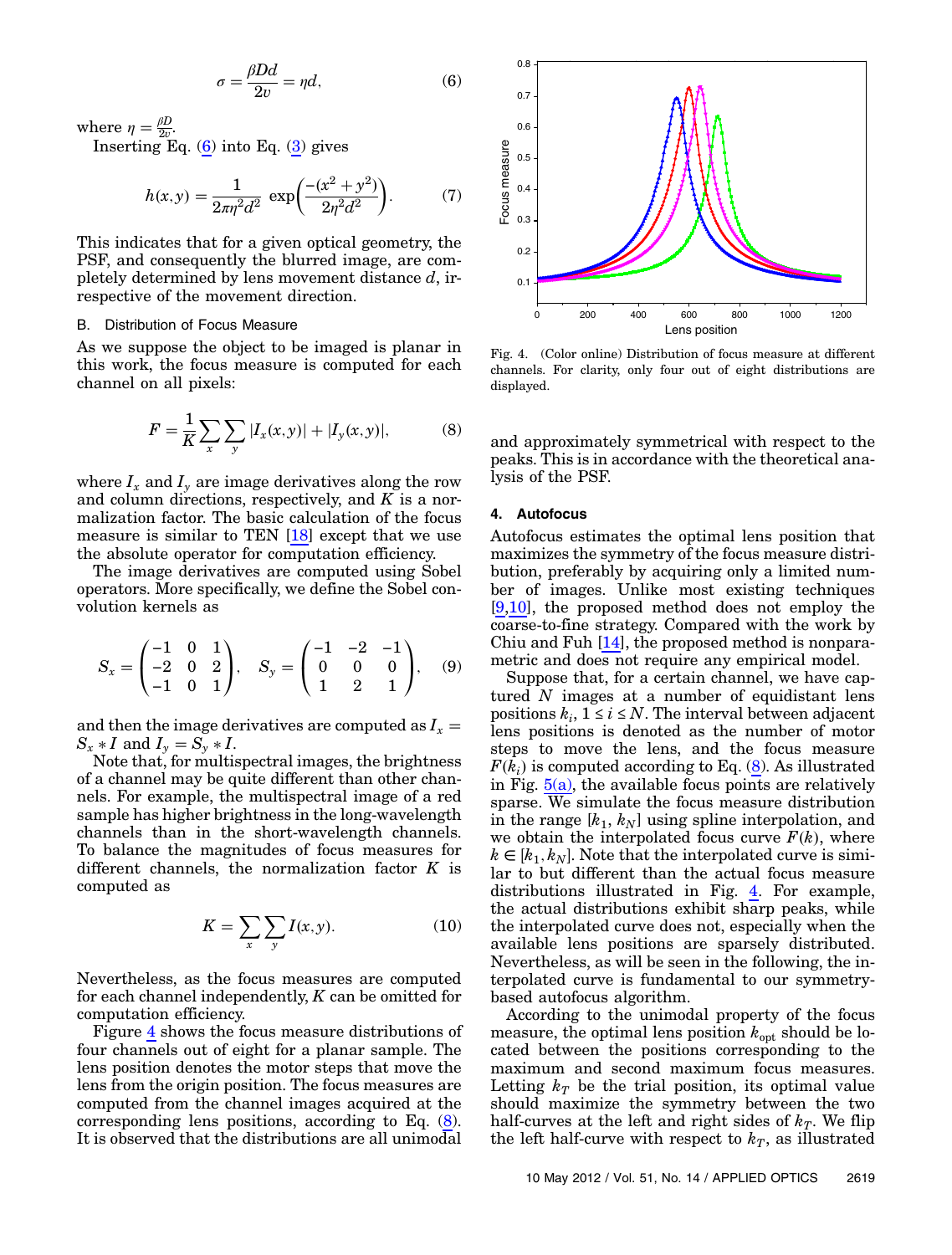$$\sigma = \frac{\beta D d}{2v} = \eta d, \tag{6}$$

where $\eta = \frac{\beta D}{2v}$.

Inserting Eq. (6) into Eq. (3) gives

$$h(x,y) = \frac{1}{2\pi\eta^2 d^2} \exp\left(\frac{-(x^2+y^2)}{2\eta^2 d^2}\right). \tag{7}$$

This indicates that for a given optical geometry, the PSF, and consequently the blurred image, are completely determined by lens movement distance $d$, irrespective of the movement direction.

### B. Distribution of Focus Measure

As we suppose the object to be imaged is planar in this work, the focus measure is computed for each channel on all pixels:

$$F = \frac{1}{K}\sum_x \sum_y |I_x(x,y)| + |I_y(x,y)|, \tag{8}$$

where $I_x$ and $I_y$ are image derivatives along the row and column directions, respectively, and $K$ is a normalization factor. The basic calculation of the focus measure is similar to TEN [18] except that we use the absolute operator for computation efficiency.

The image derivatives are computed using Sobel operators. More specifically, we define the Sobel convolution kernels as

$$S_x = \begin{pmatrix} -1 & 0 & 1 \\ -2 & 0 & 2 \\ -1 & 0 & 1 \end{pmatrix}, \quad S_y = \begin{pmatrix} -1 & -2 & -1 \\ 0 & 0 & 0 \\ 1 & 2 & 1 \end{pmatrix}, \tag{9}$$

and then the image derivatives are computed as $I_x = S_x * I$ and $I_y = S_y * I$.

Note that, for multispectral images, the brightness of a channel may be quite different than other channels. For example, the multispectral image of a red sample has higher brightness in the long-wavelength channels than in the short-wavelength channels. To balance the magnitudes of focus measures for different channels, the normalization factor $K$ is computed as

$$K = \sum_x \sum_y I(x,y). \tag{10}$$

Nevertheless, as the focus measures are computed for each channel independently, $K$ can be omitted for computation efficiency.

Figure 4 shows the focus measure distributions of four channels out of eight for a planar sample. The lens position denotes the motor steps that move the lens from the origin position. The focus measures are computed from the channel images acquired at the corresponding lens positions, according to Eq. (8). It is observed that the distributions are all unimodal and approximately symmetrical with respect to the peaks. This is in accordance with the theoretical analysis of the PSF.

Fig. 4. (Color online) Distribution of focus measure at different channels. For clarity, only four out of eight distributions are displayed.

## 4. Autofocus

Autofocus estimates the optimal lens position that maximizes the symmetry of the focus measure distribution, preferably by acquiring only a limited number of images. Unlike most existing techniques [9,10], the proposed method does not employ the coarse-to-fine strategy. Compared with the work by Chiu and Fuh [14], the proposed method is nonparametric and does not require any empirical model.

Suppose that, for a certain channel, we have captured $N$ images at a number of equidistant lens positions $k_i$, $1 \le i \le N$. The interval between adjacent lens positions is denoted as the number of motor steps to move the lens, and the focus measure $F(k_i)$ is computed according to Eq. (8). As illustrated in Fig. 5(a), the available focus points are relatively sparse. We simulate the focus measure distribution in the range $[k_1, k_N]$ using spline interpolation, and we obtain the interpolated focus curve $F(k)$, where $k \in [k_1, k_N]$. Note that the interpolated curve is similar to but different than the actual focus measure distributions illustrated in Fig. 4. For example, the actual distributions exhibit sharp peaks, while the interpolated curve does not, especially when the available lens positions are sparsely distributed. Nevertheless, as will be seen in the following, the interpolated curve is fundamental to our symmetry-based autofocus algorithm.

According to the unimodal property of the focus measure, the optimal lens position $k_{\mathrm{opt}}$ should be located between the positions corresponding to the maximum and second maximum focus measures. Letting $k_T$ be the trial position, its optimal value should maximize the symmetry between the two half-curves at the left and right sides of $k_T$. We flip the left half-curve with respect to $k_T$, as illustrated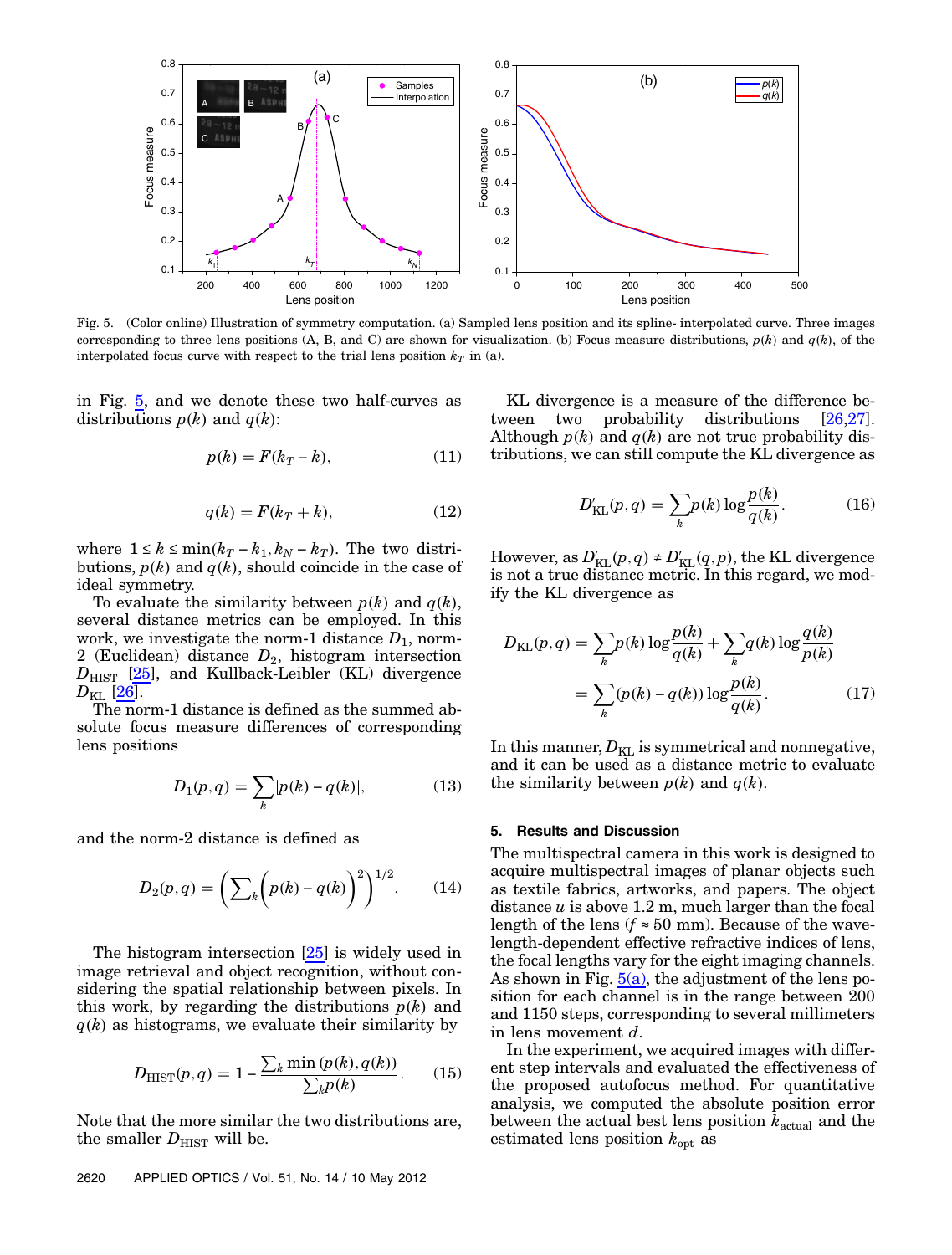Fig. 5. (Color online) Illustration of symmetry computation. (a) Sampled lens position and its spline- interpolated curve. Three images corresponding to three lens positions (A, B, and C) are shown for visualization. (b) Focus measure distributions, $p(k)$ and $q(k)$, of the interpolated focus curve with respect to the trial lens position $k_T$ in (a).

in Fig. 5, and we denote these two half-curves as distributions $p(k)$ and $q(k)$:

$$p(k) = F(k_T - k), \tag{11}$$

$$q(k) = F(k_T + k), \tag{12}$$

where $1 \le k \le \min(k_T - k_1, k_N - k_T)$. The two distributions, $p(k)$ and $q(k)$, should coincide in the case of ideal symmetry.

To evaluate the similarity between $p(k)$ and $q(k)$, several distance metrics can be employed. In this work, we investigate the norm-1 distance $D_1$, norm-2 (Euclidean) distance $D_2$, histogram intersection $D_{\mathrm{HIST}}$ [25], and Kullback-Leibler (KL) divergence $D_{\mathrm{KL}}$ [26].

The norm-1 distance is defined as the summed absolute focus measure differences of corresponding lens positions

$$D_1(p,q) = \sum_k |p(k) - q(k)|, \tag{13}$$

and the norm-2 distance is defined as

$$D_2(p,q) = \left(\sum_k \left(p(k) - q(k)\right)^2\right)^{1/2}. \tag{14}$$

The histogram intersection [25] is widely used in image retrieval and object recognition, without considering the spatial relationship between pixels. In this work, by regarding the distributions $p(k)$ and $q(k)$ as histograms, we evaluate their similarity by

$$D_{\mathrm{HIST}}(p,q) = 1 - \frac{\sum_k \min(p(k), q(k))}{\sum_k p(k)}. \tag{15}$$

Note that the more similar the two distributions are, the smaller $D_{\mathrm{HIST}}$ will be.

KL divergence is a measure of the difference between two probability distributions [26,27]. Although $p(k)$ and $q(k)$ are not true probability distributions, we can still compute the KL divergence as

$$D'_{\mathrm{KL}}(p,q) = \sum_k p(k) \log \frac{p(k)}{q(k)}. \tag{16}$$

However, as $D'_{\mathrm{KL}}(p,q) \neq D'_{\mathrm{KL}}(q,p)$, the KL divergence is not a true distance metric. In this regard, we modify the KL divergence as

$$\begin{aligned} D_{\mathrm{KL}}(p,q) &= \sum_k p(k) \log \frac{p(k)}{q(k)} + \sum_k q(k) \log \frac{q(k)}{p(k)} \\ &= \sum_k (p(k) - q(k)) \log \frac{p(k)}{q(k)}. \end{aligned} \tag{17}$$

In this manner, $D_{\mathrm{KL}}$ is symmetrical and nonnegative, and it can be used as a distance metric to evaluate the similarity between $p(k)$ and $q(k)$.

## 5. Results and Discussion

The multispectral camera in this work is designed to acquire multispectral images of planar objects such as textile fabrics, artworks, and papers. The object distance $u$ is above 1.2 m, much larger than the focal length of the lens ($f \approx 50$ mm). Because of the wavelength-dependent effective refractive indices of lens, the focal lengths vary for the eight imaging channels. As shown in Fig. 5(a), the adjustment of the lens position for each channel is in the range between 200 and 1150 steps, corresponding to several millimeters in lens movement $d$.

In the experiment, we acquired images with different step intervals and evaluated the effectiveness of the proposed autofocus method. For quantitative analysis, we computed the absolute position error between the actual best lens position $k_{\mathrm{actual}}$ and the estimated lens position $k_{\mathrm{opt}}$ as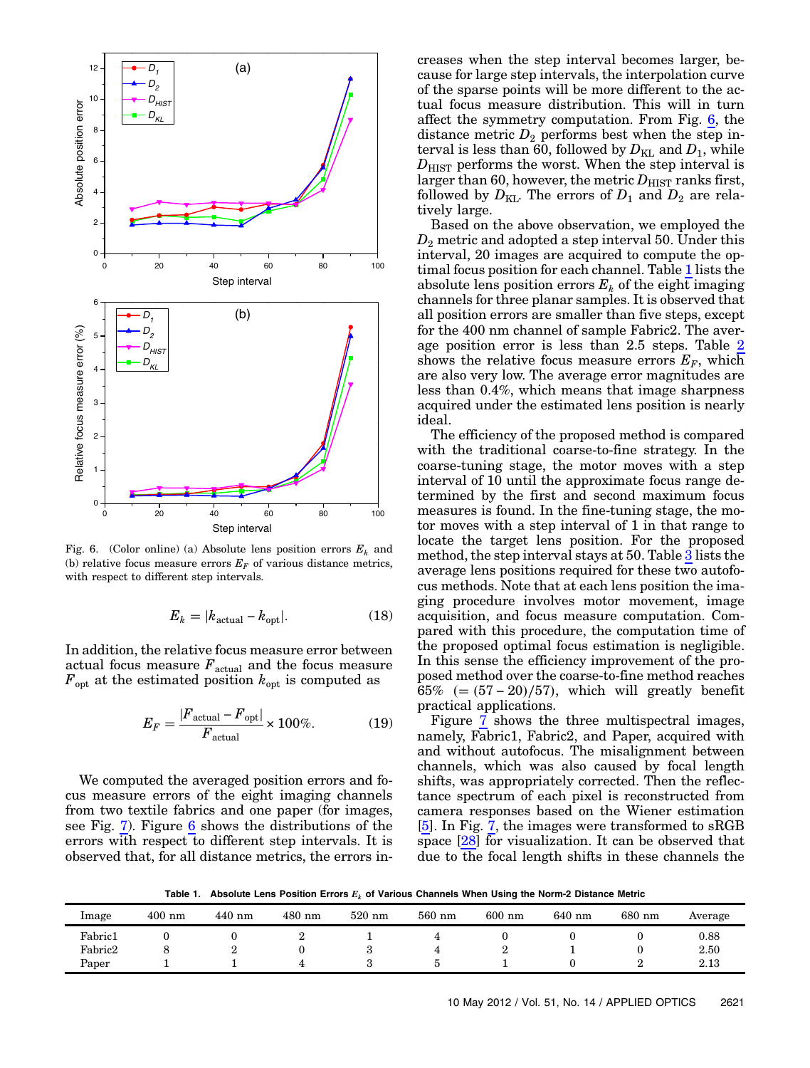Fig. 6. (Color online) (a) Absolute lens position errors $E_k$ and (b) relative focus measure errors $E_F$ of various distance metrics, with respect to different step intervals.

$$E_k = |k_{\text{actual}} - k_{\text{opt}}|. \tag{18}$$

In addition, the relative focus measure error between actual focus measure $F_{\text{actual}}$ and the focus measure $F_{\text{opt}}$ at the estimated position $k_{\text{opt}}$ is computed as

$$E_F = \frac{|F_{\text{actual}} - F_{\text{opt}}|}{F_{\text{actual}}} \times 100\%. \tag{19}$$

We computed the averaged position errors and focus measure errors of the eight imaging channels from two textile fabrics and one paper (for images, see Fig. 7). Figure 6 shows the distributions of the errors with respect to different step intervals. It is observed that, for all distance metrics, the errors increases when the step interval becomes larger, because for large step intervals, the interpolation curve of the sparse points will be more different to the actual focus measure distribution. This will in turn affect the symmetry computation. From Fig. 6, the distance metric $D_2$ performs best when the step interval is less than 60, followed by $D_{\text{KL}}$ and $D_1$, while $D_{\text{HIST}}$ performs the worst. When the step interval is larger than 60, however, the metric $D_{\text{HIST}}$ ranks first, followed by $D_{\text{KL}}$. The errors of $D_1$ and $D_2$ are relatively large.

Based on the above observation, we employed the $D_2$ metric and adopted a step interval 50. Under this interval, 20 images are acquired to compute the optimal focus position for each channel. Table 1 lists the absolute lens position errors $E_k$ of the eight imaging channels for three planar samples. It is observed that all position errors are smaller than five steps, except for the 400 nm channel of sample Fabric2. The average position error is less than 2.5 steps. Table 2 shows the relative focus measure errors $E_F$, which are also very low. The average error magnitudes are less than 0.4%, which means that image sharpness acquired under the estimated lens position is nearly ideal.

The efficiency of the proposed method is compared with the traditional coarse-to-fine strategy. In the coarse-tuning stage, the motor moves with a step interval of 10 until the approximate focus range determined by the first and second maximum focus measures is found. In the fine-tuning stage, the motor moves with a step interval of 1 in that range to locate the target lens position. For the proposed method, the step interval stays at 50. Table 3 lists the average lens positions required for these two autofocus methods. Note that at each lens position the imaging procedure involves motor movement, image acquisition, and focus measure computation. Compared with this procedure, the computation time of the proposed optimal focus estimation is negligible. In this sense the efficiency improvement of the proposed method over the coarse-to-fine method reaches 65% $(= (57 - 20)/57)$, which will greatly benefit practical applications.

Figure 7 shows the three multispectral images, namely, Fabric1, Fabric2, and Paper, acquired with and without autofocus. The misalignment between channels, which was also caused by focal length shifts, was appropriately corrected. Then the reflectance spectrum of each pixel is reconstructed from camera responses based on the Wiener estimation [5]. In Fig. 7, the images were transformed to sRGB space [28] for visualization. It can be observed that due to the focal length shifts in these channels the

**Table 1. Absolute Lens Position Errors $E_k$ of Various Channels When Using the Norm-2 Distance Metric**

| Image | 400 nm | 440 nm | 480 nm | 520 nm | 560 nm | 600 nm | 640 nm | 680 nm | Average |
|---|---|---|---|---|---|---|---|---|---|
| Fabric1 | 0 | 0 | 2 | 1 | 4 | 0 | 0 | 0 | 0.88 |
| Fabric2 | 8 | 2 | 0 | 3 | 4 | 2 | 1 | 0 | 2.50 |
| Paper | 1 | 1 | 4 | 3 | 5 | 1 | 0 | 2 | 2.13 |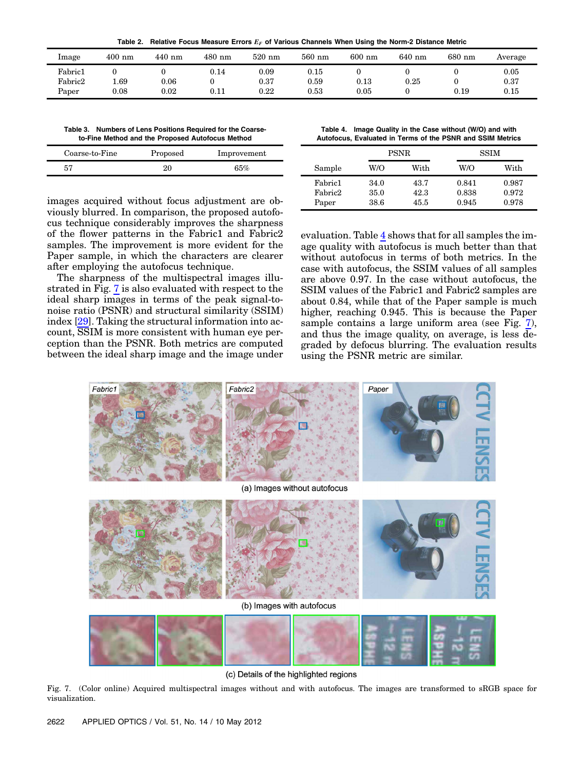**Table 2. Relative Focus Measure Errors $E_F$ of Various Channels When Using the Norm-2 Distance Metric**

| Image | 400 nm | 440 nm | 480 nm | 520 nm | 560 nm | 600 nm | 640 nm | 680 nm | Average |
|---|---|---|---|---|---|---|---|---|---|
| Fabric1 | 0 | 0 | 0.14 | 0.09 | 0.15 | 0 | 0 | 0 | 0.05 |
| Fabric2 | 1.69 | 0.06 | 0 | 0.37 | 0.59 | 0.13 | 0.25 | 0 | 0.37 |
| Paper | 0.08 | 0.02 | 0.11 | 0.22 | 0.53 | 0.05 | 0 | 0.19 | 0.15 |

**Table 3. Numbers of Lens Positions Required for the Coarse-to-Fine Method and the Proposed Autofocus Method**

| Coarse-to-Fine | Proposed | Improvement |
|---|---|---|
| 57 | 20 | 65% |

**Table 4. Image Quality in the Case without (W/O) and with Autofocus, Evaluated in Terms of the PSNR and SSIM Metrics**

| | PSNR | | SSIM | |
|---|---|---|---|---|
| Sample | W/O | With | W/O | With |
| Fabric1 | 34.0 | 43.7 | 0.841 | 0.987 |
| Fabric2 | 35.0 | 42.3 | 0.838 | 0.972 |
| Paper | 38.6 | 45.5 | 0.945 | 0.978 |

images acquired without focus adjustment are obviously blurred. In comparison, the proposed autofocus technique considerably improves the sharpness of the flower patterns in the Fabric1 and Fabric2 samples. The improvement is more evident for the Paper sample, in which the characters are clearer after employing the autofocus technique.

The sharpness of the multispectral images illustrated in Fig. 7 is also evaluated with respect to the ideal sharp images in terms of the peak signal-to-noise ratio (PSNR) and structural similarity (SSIM) index [29]. Taking the structural information into account, SSIM is more consistent with human eye perception than the PSNR. Both metrics are computed between the ideal sharp image and the image under evaluation. Table 4 shows that for all samples the image quality with autofocus is much better than that without autofocus in terms of both metrics. In the case with autofocus, the SSIM values of all samples are above 0.97. In the case without autofocus, the SSIM values of the Fabric1 and Fabric2 samples are about 0.84, while that of the Paper sample is much higher, reaching 0.945. This is because the Paper sample contains a large uniform area (see Fig. 7), and thus the image quality, on average, is less degraded by defocus blurring. The evaluation results using the PSNR metric are similar.

(a) Images without autofocus

(b) Images with autofocus

(c) Details of the highlighted regions

Fig. 7. (Color online) Acquired multispectral images without and with autofocus. The images are transformed to sRGB space for visualization.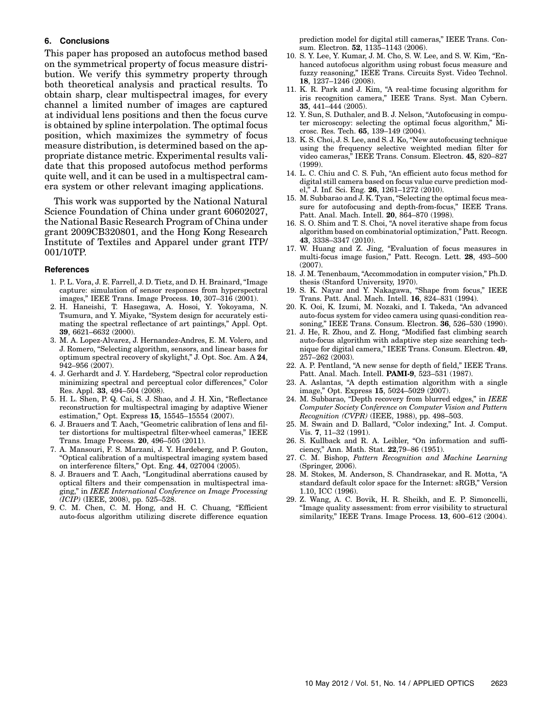## 6. Conclusions

This paper has proposed an autofocus method based on the symmetrical property of focus measure distribution. We verify this symmetry property through both theoretical analysis and practical results. To obtain sharp, clear multispectral images, for every channel a limited number of images are captured at individual lens positions and then the focus curve is obtained by spline interpolation. The optimal focus position, which maximizes the symmetry of focus measure distribution, is determined based on the appropriate distance metric. Experimental results validate that this proposed autofocus method performs quite well, and it can be used in a multispectral camera system or other relevant imaging applications.

This work was supported by the National Natural Science Foundation of China under grant 60602027, the National Basic Research Program of China under grant 2009CB320801, and the Hong Kong Research Institute of Textiles and Apparel under grant ITP/001/10TP.

### References

1. P. L. Vora, J. E. Farrell, J. D. Tietz, and D. H. Brainard, "Image capture: simulation of sensor responses from hyperspectral images," IEEE Trans. Image Process. **10**, 307–316 (2001).
2. H. Haneishi, T. Hasegawa, A. Hosoi, Y. Yokoyama, N. Tsumura, and Y. Miyake, "System design for accurately estimating the spectral reflectance of art paintings," Appl. Opt. **39**, 6621–6632 (2000).
3. M. A. Lopez-Alvarez, J. Hernandez-Andres, E. M. Volero, and J. Romero, "Selecting algorithm, sensors, and linear bases for optimum spectral recovery of skylight," J. Opt. Soc. Am. A **24**, 942–956 (2007).
4. J. Gerhardt and J. Y. Hardeberg, "Spectral color reproduction minimizing spectral and perceptual color differences," Color Res. Appl. **33**, 494–504 (2008).
5. H. L. Shen, P. Q. Cai, S. J. Shao, and J. H. Xin, "Reflectance reconstruction for multispectral imaging by adaptive Wiener estimation," Opt. Express **15**, 15545–15554 (2007).
6. J. Brauers and T. Aach, "Geometric calibration of lens and filter distortions for multispectral filter-wheel cameras," IEEE Trans. Image Process. **20**, 496–505 (2011).
7. A. Mansouri, F. S. Marzani, J. Y. Hardeberg, and P. Gouton, "Optical calibration of a multispectral imaging system based on interference filters," Opt. Eng. **44**, 027004 (2005).
8. J. Brauers and T. Aach, "Longitudinal aberrations caused by optical filters and their compensation in multispectral imaging," in *IEEE International Conference on Image Processing (ICIP)* (IEEE, 2008), pp. 525–528.
9. C. M. Chen, C. M. Hong, and H. C. Chuang, "Efficient auto-focus algorithm utilizing discrete difference equation prediction model for digital still cameras," IEEE Trans. Consum. Electron. **52**, 1135–1143 (2006).
10. S. Y. Lee, Y. Kumar, J. M. Cho, S. W. Lee, and S. W. Kim, "Enhanced autofocus algorithm using robust focus measure and fuzzy reasoning," IEEE Trans. Circuits Syst. Video Technol. **18**, 1237–1246 (2008).
11. K. R. Park and J. Kim, "A real-time focusing algorithm for iris recognition camera," IEEE Trans. Syst. Man Cybern. **35**, 441–444 (2005).
12. Y. Sun, S. Duthaler, and B. J. Nelson, "Autofocusing in computer microscopy: selecting the optimal focus algorithm," Microsc. Res. Tech. **65**, 139–149 (2004).
13. K. S. Choi, J. S. Lee, and S. J. Ko, "New autofocusing technique using the frequency selective weighted median filter for video cameras," IEEE Trans. Consum. Electron. **45**, 820–827 (1999).
14. L. C. Chiu and C. S. Fuh, "An efficient auto focus method for digital still camera based on focus value curve prediction model," J. Inf. Sci. Eng. **26**, 1261–1272 (2010).
15. M. Subbarao and J. K. Tyan, "Selecting the optimal focus measure for autofocusing and depth-from-focus," IEEE Trans. Patt. Anal. Mach. Intell. **20**, 864–870 (1998).
16. S. O. Shim and T. S. Choi, "A novel iterative shape from focus algorithm based on combinatorial optimization," Patt. Recogn. **43**, 3338–3347 (2010).
17. W. Huang and Z. Jing, "Evaluation of focus measures in multi-focus image fusion," Patt. Recogn. Lett. **28**, 493–500 (2007).
18. J. M. Tenenbaum, "Accommodation in computer vision," Ph.D. thesis (Stanford University, 1970).
19. S. K. Nayar and Y. Nakagawa, "Shape from focus," IEEE Trans. Patt. Anal. Mach. Intell. **16**, 824–831 (1994).
20. K. Ooi, K. Izumi, M. Nozaki, and I. Takeda, "An advanced auto-focus system for video camera using quasi-condition reasoning," IEEE Trans. Consum. Electron. **36**, 526–530 (1990).
21. J. He, R. Zhou, and Z. Hong, "Modified fast climbing search auto-focus algorithm with adaptive step size searching technique for digital camera," IEEE Trans. Consum. Electron. **49**, 257–262 (2003).
22. A. P. Pentland, "A new sense for depth of field," IEEE Trans. Patt. Anal. Mach. Intell. **PAMI-9**, 523–531 (1987).
23. A. Aslantas, "A depth estimation algorithm with a single image," Opt. Express **15**, 5024–5029 (2007).
24. M. Subbarao, "Depth recovery from blurred edges," in *IEEE Computer Society Conference on Computer Vision and Pattern Recognition (CVPR)* (IEEE, 1988), pp. 498–503.
25. M. Swain and D. Ballard, "Color indexing," Int. J. Comput. Vis. **7**, 11–32 (1991).
26. S. Kullback and R. A. Leibler, "On information and sufficiency," Ann. Math. Stat. **22**,79–86 (1951).
27. C. M. Bishop, *Pattern Recognition and Machine Learning* (Springer, 2006).
28. M. Stokes, M. Anderson, S. Chandrasekar, and R. Motta, "A standard default color space for the Internet: sRGB," Version 1.10, ICC (1996).
29. Z. Wang, A. C. Bovik, H. R. Sheikh, and E. P. Simoncelli, "Image quality assessment: from error visibility to structural similarity," IEEE Trans. Image Process. **13**, 600–612 (2004).